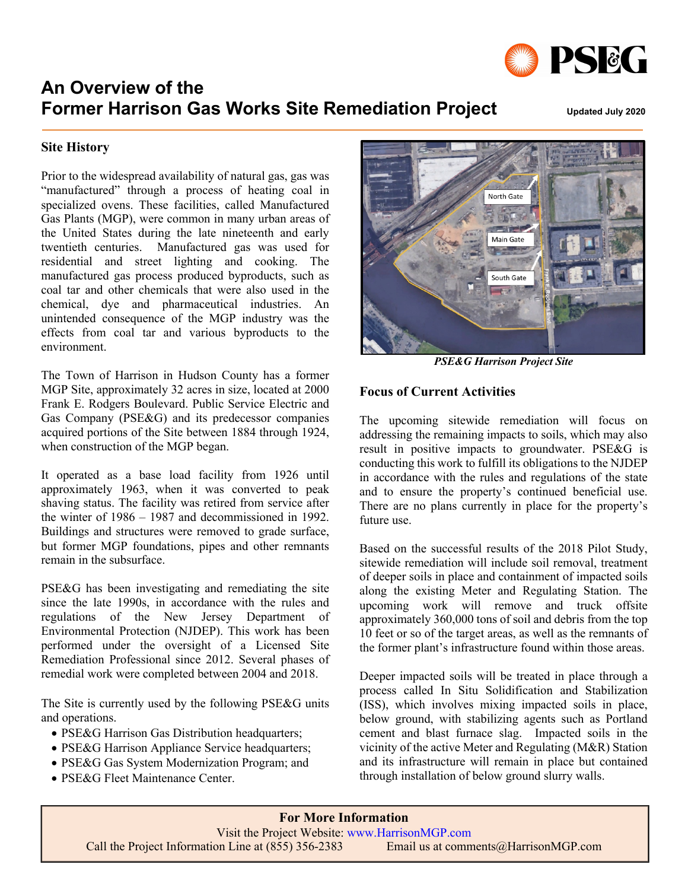# An Overview of the Former Harrison Gas Works Site Remediation Project

**Updated July 2020**

## Site History

Prior to the widespread availability of natural gas, gas was "manufactured" through a process of heating coal in specialized ovens. These facilities, called Manufactured Gas Plants (MGP), were common in many urban areas of the United States during the late nineteenth and early twentieth centuries. Manufactured gas was used for residential and street lighting and cooking. The manufactured gas process produced byproducts, such as coal tar and other chemicals that were also used in the chemical, dye and pharmaceutical industries. An unintended consequence of the MGP industry was the effects from coal tar and various byproducts to the environment.

The Town of Harrison in Hudson County has a former MGP Site, approximately 32 acres in size, located at 2000 Frank E. Rodgers Boulevard. Public Service Electric and Gas Company (PSE&G) and its predecessor companies acquired portions of the Site between 1884 through 1924, when construction of the MGP began.

It operated as a base load facility from 1926 until approximately 1963, when it was converted to peak shaving status. The facility was retired from service after the winter of 1986 – 1987 and decommissioned in 1992. Buildings and structures were removed to grade surface, but former MGP foundations, pipes and other remnants remain in the subsurface.

PSE&G has been investigating and remediating the site since the late 1990s, in accordance with the rules and regulations of the New Jersey Department of Environmental Protection (NJDEP). This work has been performed under the oversight of a Licensed Site Remediation Professional since 2012. Several phases of remedial work were completed between 2004 and 2018.

The Site is currently used by the following PSE&G units and operations.

- PSE&G Harrison Gas Distribution headquarters;
- PSE&G Harrison Appliance Service headquarters;
- PSE&G Gas System Modernization Program; and
- PSE&G Fleet Maintenance Center.

*PSE&G Harrison Project Site*

## Focus of Current Activities

The upcoming sitewide remediation will focus on addressing the remaining impacts to soils, which may also result in positive impacts to groundwater. PSE&G is conducting this work to fulfill its obligations to the NJDEP in accordance with the rules and regulations of the state and to ensure the property's continued beneficial use. There are no plans currently in place for the property's future use.

Based on the successful results of the 2018 Pilot Study, sitewide remediation will include soil removal, treatment of deeper soils in place and containment of impacted soils along the existing Meter and Regulating Station. The upcoming work will remove and truck offsite approximately 360,000 tons of soil and debris from the top 10 feet or so of the target areas, as well as the remnants of the former plant's infrastructure found within those areas.

Deeper impacted soils will be treated in place through a process called In Situ Solidification and Stabilization (ISS), which involves mixing impacted soils in place, below ground, with stabilizing agents such as Portland cement and blast furnace slag. Impacted soils in the vicinity of the active Meter and Regulating (M&R) Station and its infrastructure will remain in place but contained through installation of below ground slurry walls.

**For More Information**

Visit the Project Website: www.HarrisonMGP.com

Call the Project Information Line at (855) 356-2383 Email us at comments@HarrisonMGP.com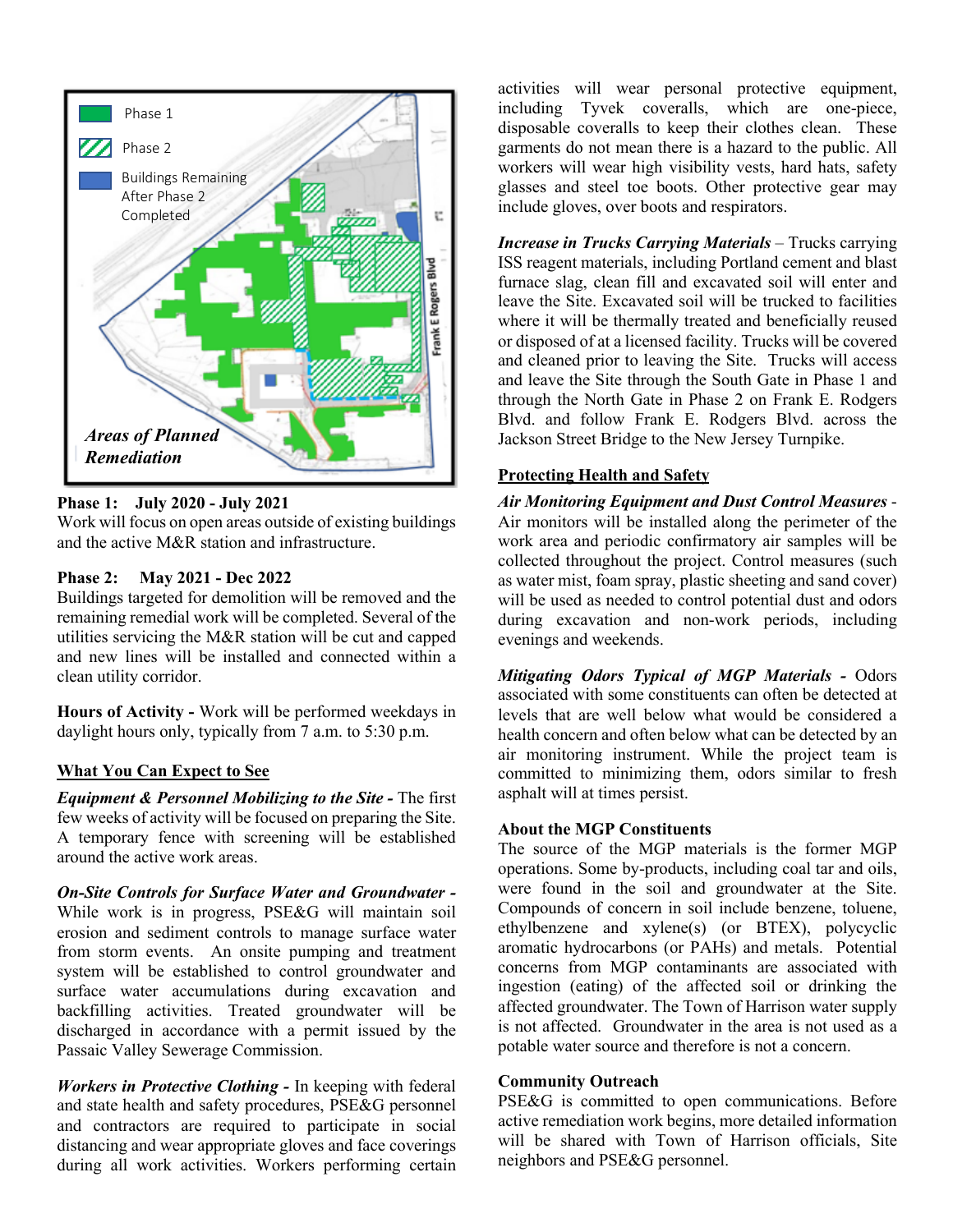Phase 1

Phase 2

Buildings Remaining After Phase 2 Completed

Frank E Rogers Blvd

*Areas of Planned Remediation*

**Phase 1: July 2020 - July 2021**
Work will focus on open areas outside of existing buildings and the active M&R station and infrastructure.

**Phase 2: May 2021 - Dec 2022**
Buildings targeted for demolition will be removed and the remaining remedial work will be completed. Several of the utilities servicing the M&R station will be cut and capped and new lines will be installed and connected within a clean utility corridor.

**Hours of Activity -** Work will be performed weekdays in daylight hours only, typically from 7 a.m. to 5:30 p.m.

**What You Can Expect to See**

***Equipment & Personnel Mobilizing to the Site -*** The first few weeks of activity will be focused on preparing the Site. A temporary fence with screening will be established around the active work areas.

***On-Site Controls for Surface Water and Groundwater -*** While work is in progress, PSE&G will maintain soil erosion and sediment controls to manage surface water from storm events. An onsite pumping and treatment system will be established to control groundwater and surface water accumulations during excavation and backfilling activities. Treated groundwater will be discharged in accordance with a permit issued by the Passaic Valley Sewerage Commission.

***Workers in Protective Clothing -*** In keeping with federal and state health and safety procedures, PSE&G personnel and contractors are required to participate in social distancing and wear appropriate gloves and face coverings during all work activities. Workers performing certain activities will wear personal protective equipment, including Tyvek coveralls, which are one-piece, disposable coveralls to keep their clothes clean. These garments do not mean there is a hazard to the public. All workers will wear high visibility vests, hard hats, safety glasses and steel toe boots. Other protective gear may include gloves, over boots and respirators.

***Increase in Trucks Carrying Materials*** – Trucks carrying ISS reagent materials, including Portland cement and blast furnace slag, clean fill and excavated soil will enter and leave the Site. Excavated soil will be trucked to facilities where it will be thermally treated and beneficially reused or disposed of at a licensed facility. Trucks will be covered and cleaned prior to leaving the Site. Trucks will access and leave the Site through the South Gate in Phase 1 and through the North Gate in Phase 2 on Frank E. Rodgers Blvd. and follow Frank E. Rodgers Blvd. across the Jackson Street Bridge to the New Jersey Turnpike.

**Protecting Health and Safety**

***Air Monitoring Equipment and Dust Control Measures*** - Air monitors will be installed along the perimeter of the work area and periodic confirmatory air samples will be collected throughout the project. Control measures (such as water mist, foam spray, plastic sheeting and sand cover) will be used as needed to control potential dust and odors during excavation and non-work periods, including evenings and weekends.

***Mitigating Odors Typical of MGP Materials -*** Odors associated with some constituents can often be detected at levels that are well below what would be considered a health concern and often below what can be detected by an air monitoring instrument. While the project team is committed to minimizing them, odors similar to fresh asphalt will at times persist.

**About the MGP Constituents**
The source of the MGP materials is the former MGP operations. Some by-products, including coal tar and oils, were found in the soil and groundwater at the Site. Compounds of concern in soil include benzene, toluene, ethylbenzene and xylene(s) (or BTEX), polycyclic aromatic hydrocarbons (or PAHs) and metals. Potential concerns from MGP contaminants are associated with ingestion (eating) of the affected soil or drinking the affected groundwater. The Town of Harrison water supply is not affected. Groundwater in the area is not used as a potable water source and therefore is not a concern.

**Community Outreach**
PSE&G is committed to open communications. Before active remediation work begins, more detailed information will be shared with Town of Harrison officials, Site neighbors and PSE&G personnel.